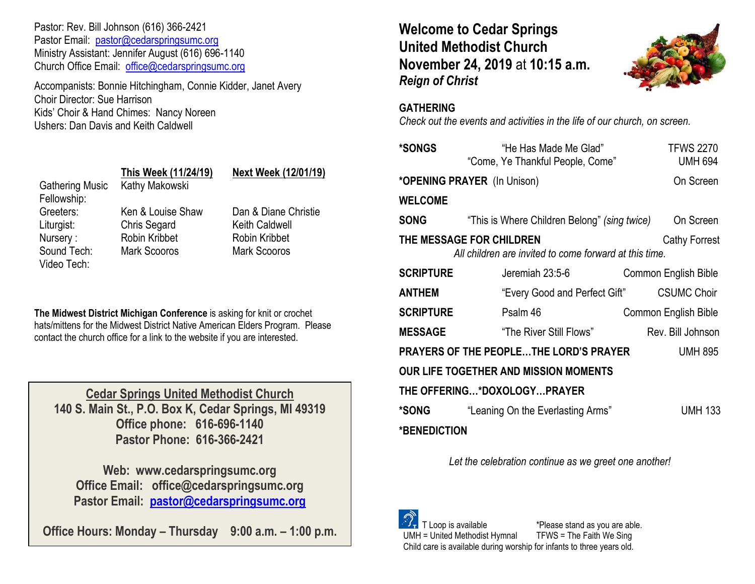Pastor: Rev. Bill Johnson (616) 366-2421
Pastor Email: pastor@cedarspringsumc.org
Ministry Assistant: Jennifer August (616) 696-1140
Church Office Email: office@cedarspringsumc.org

Accompanists: Bonnie Hitchingham, Connie Kidder, Janet Avery
Choir Director: Sue Harrison
Kids' Choir & Hand Chimes: Nancy Noreen
Ushers: Dan Davis and Keith Caldwell

| | This Week (11/24/19) | Next Week (12/01/19) |
|---|---|---|
| Gathering Music | Kathy Makowski | |
| Fellowship: | | |
| Greeters: | Ken & Louise Shaw | Dan & Diane Christie |
| Liturgist: | Chris Segard | Keith Caldwell |
| Nursery : | Robin Kribbet | Robin Kribbet |
| Sound Tech: | Mark Scooros | Mark Scooros |
| Video Tech: | | |

**The Midwest District Michigan Conference** is asking for knit or crochet hats/mittens for the Midwest District Native American Elders Program. Please contact the church office for a link to the website if you are interested.

**Cedar Springs United Methodist Church**
**140 S. Main St., P.O. Box K, Cedar Springs, MI 49319**
**Office phone: 616-696-1140**
**Pastor Phone: 616-366-2421**

**Web: www.cedarspringsumc.org**
**Office Email: office@cedarspringsumc.org**
**Pastor Email: pastor@cedarspringsumc.org**

**Office Hours: Monday – Thursday 9:00 a.m. – 1:00 p.m.**

# Welcome to Cedar Springs United Methodist Church November 24, 2019 at 10:15 a.m.

***Reign of Christ***

**GATHERING**
*Check out the events and activities in the life of our church, on screen.*

| | | |
|---|---|---|
| **\*SONGS** | "He Has Made Me Glad" | TFWS 2270 |
| | "Come, Ye Thankful People, Come" | UMH 694 |
| **\*OPENING PRAYER** (In Unison) | | On Screen |
| **WELCOME** | | |
| **SONG** | "This is Where Children Belong" *(sing twice)* | On Screen |
| **THE MESSAGE FOR CHILDREN** | | Cathy Forrest |
| | *All children are invited to come forward at this time.* | |
| **SCRIPTURE** | Jeremiah 23:5-6 | Common English Bible |
| **ANTHEM** | "Every Good and Perfect Gift" | CSUMC Choir |
| **SCRIPTURE** | Psalm 46 | Common English Bible |
| **MESSAGE** | "The River Still Flows" | Rev. Bill Johnson |
| **PRAYERS OF THE PEOPLE…THE LORD'S PRAYER** | | UMH 895 |
| **OUR LIFE TOGETHER AND MISSION MOMENTS** | | |
| **THE OFFERING…\*DOXOLOGY…PRAYER** | | |
| **\*SONG** | "Leaning On the Everlasting Arms" | UMH 133 |
| **\*BENEDICTION** | | |

*Let the celebration continue as we greet one another!*

T Loop is available — \*Please stand as you are able.
UMH = United Methodist Hymnal — TFWS = The Faith We Sing
Child care is available during worship for infants to three years old.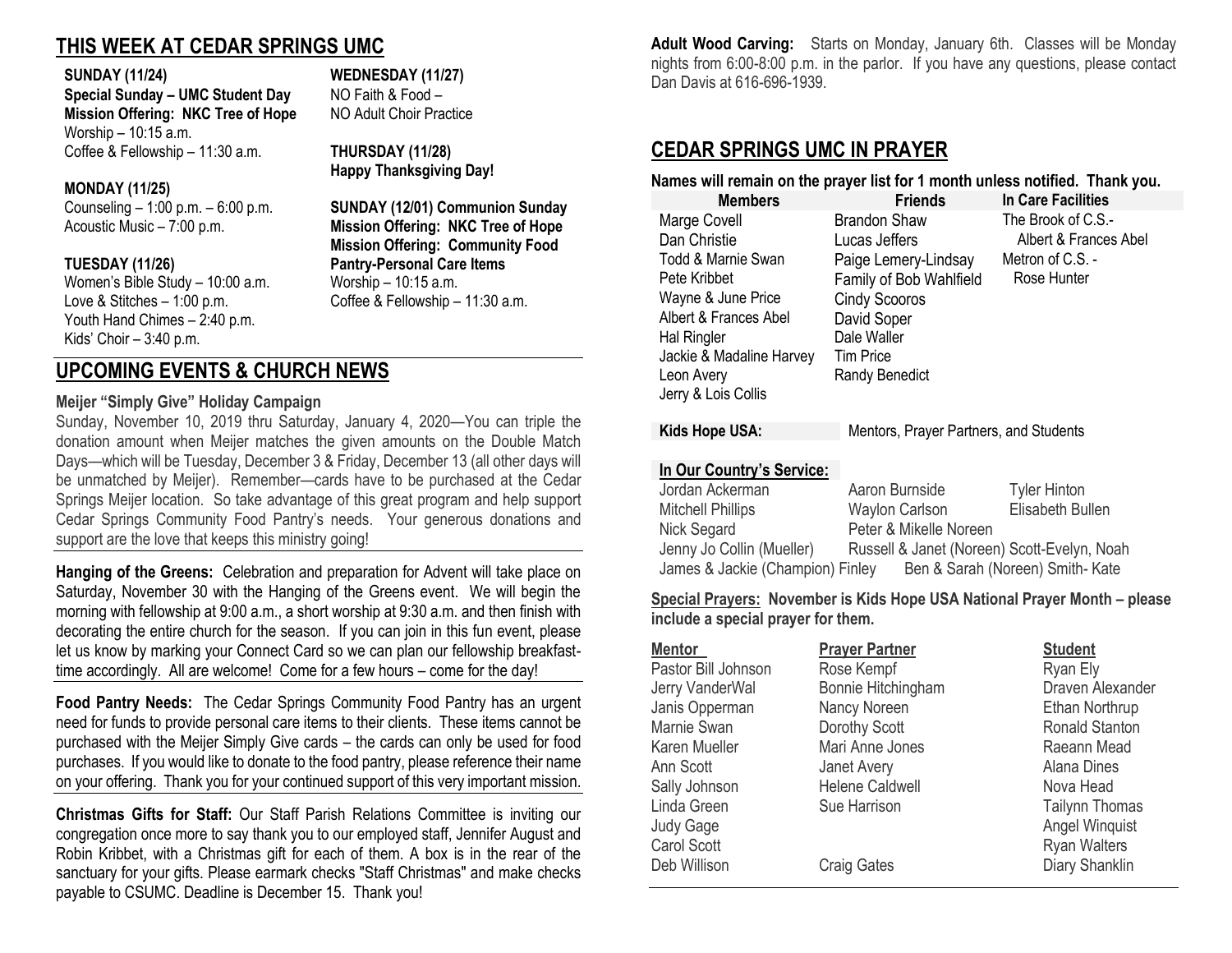## THIS WEEK AT CEDAR SPRINGS UMC

**SUNDAY (11/24)**
**Special Sunday – UMC Student Day**
**Mission Offering: NKC Tree of Hope**
Worship – 10:15 a.m.
Coffee & Fellowship – 11:30 a.m.

**MONDAY (11/25)**
Counseling – 1:00 p.m. – 6:00 p.m.
Acoustic Music – 7:00 p.m.

**TUESDAY (11/26)**
Women's Bible Study – 10:00 a.m.
Love & Stitches – 1:00 p.m.
Youth Hand Chimes – 2:40 p.m.
Kids' Choir – 3:40 p.m.

**WEDNESDAY (11/27)**
NO Faith & Food –
NO Adult Choir Practice

**THURSDAY (11/28)**
**Happy Thanksgiving Day!**

**SUNDAY (12/01) Communion Sunday**
**Mission Offering: NKC Tree of Hope**
**Mission Offering: Community Food Pantry-Personal Care Items**
Worship – 10:15 a.m.
Coffee & Fellowship – 11:30 a.m.

## UPCOMING EVENTS & CHURCH NEWS

**Meijer "Simply Give" Holiday Campaign**

Sunday, November 10, 2019 thru Saturday, January 4, 2020—You can triple the donation amount when Meijer matches the given amounts on the Double Match Days—which will be Tuesday, December 3 & Friday, December 13 (all other days will be unmatched by Meijer). Remember—cards have to be purchased at the Cedar Springs Meijer location. So take advantage of this great program and help support Cedar Springs Community Food Pantry's needs. Your generous donations and support are the love that keeps this ministry going!

**Hanging of the Greens:** Celebration and preparation for Advent will take place on Saturday, November 30 with the Hanging of the Greens event. We will begin the morning with fellowship at 9:00 a.m., a short worship at 9:30 a.m. and then finish with decorating the entire church for the season. If you can join in this fun event, please let us know by marking your Connect Card so we can plan our fellowship breakfast-time accordingly. All are welcome! Come for a few hours – come for the day!

**Food Pantry Needs:** The Cedar Springs Community Food Pantry has an urgent need for funds to provide personal care items to their clients. These items cannot be purchased with the Meijer Simply Give cards – the cards can only be used for food purchases. If you would like to donate to the food pantry, please reference their name on your offering. Thank you for your continued support of this very important mission.

**Christmas Gifts for Staff:** Our Staff Parish Relations Committee is inviting our congregation once more to say thank you to our employed staff, Jennifer August and Robin Kribbet, with a Christmas gift for each of them. A box is in the rear of the sanctuary for your gifts. Please earmark checks "Staff Christmas" and make checks payable to CSUMC. Deadline is December 15. Thank you!

**Adult Wood Carving:** Starts on Monday, January 6th. Classes will be Monday nights from 6:00-8:00 p.m. in the parlor. If you have any questions, please contact Dan Davis at 616-696-1939.

## CEDAR SPRINGS UMC IN PRAYER

**Names will remain on the prayer list for 1 month unless notified. Thank you.**

| Members | Friends | In Care Facilities |
|---|---|---|
| Marge Covell | Brandon Shaw | The Brook of C.S.- Albert & Frances Abel |
| Dan Christie | Lucas Jeffers | Metron of C.S. - Rose Hunter |
| Todd & Marnie Swan | Paige Lemery-Lindsay | |
| Pete Kribbet | Family of Bob Wahlfield | |
| Wayne & June Price | Cindy Scooros | |
| Albert & Frances Abel | David Soper | |
| Hal Ringler | Dale Waller | |
| Jackie & Madaline Harvey | Tim Price | |
| Leon Avery | Randy Benedict | |
| Jerry & Lois Collis | | |

**Kids Hope USA:** Mentors, Prayer Partners, and Students

**In Our Country's Service:**

Jordan Ackerman, Aaron Burnside, Tyler Hinton, Mitchell Phillips, Waylon Carlson, Elisabeth Bullen, Nick Segard, Peter & Mikelle Noreen, Jenny Jo Collin (Mueller), Russell & Janet (Noreen) Scott-Evelyn, Noah, James & Jackie (Champion) Finley, Ben & Sarah (Noreen) Smith- Kate

**Special Prayers: November is Kids Hope USA National Prayer Month – please include a special prayer for them.**

| Mentor | Prayer Partner | Student |
|---|---|---|
| Pastor Bill Johnson | Rose Kempf | Ryan Ely |
| Jerry VanderWal | Bonnie Hitchingham | Draven Alexander |
| Janis Opperman | Nancy Noreen | Ethan Northrup |
| Marnie Swan | Dorothy Scott | Ronald Stanton |
| Karen Mueller | Mari Anne Jones | Raeann Mead |
| Ann Scott | Janet Avery | Alana Dines |
| Sally Johnson | Helene Caldwell | Nova Head |
| Linda Green | Sue Harrison | Tailynn Thomas |
| Judy Gage | | Angel Winquist |
| Carol Scott | | Ryan Walters |
| Deb Willison | Craig Gates | Diary Shanklin |